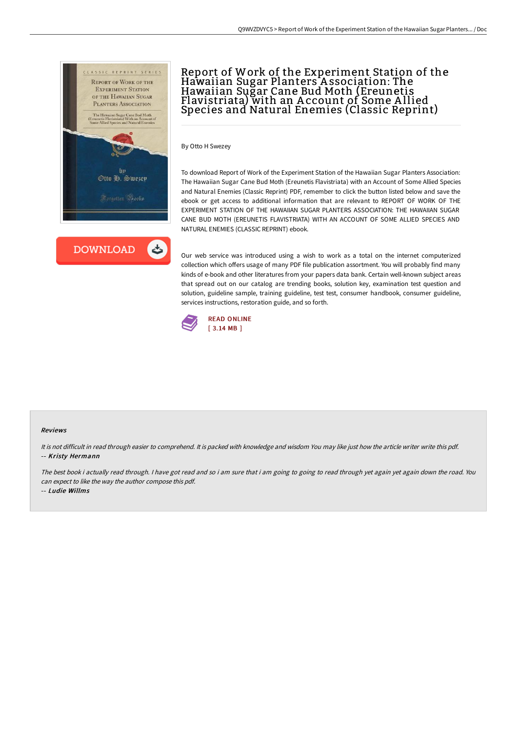# Report of Work of the Experiment Station of the Hawaiian Sugar Planters Association: The Hawaiian Sugar Cane Bud Moth (Ereunetis Flavistriata) with an Account of Some Allied Species and Natural Enemies (Classic Reprint)

By Otto H Swezey

To download Report of Work of the Experiment Station of the Hawaiian Sugar Planters Association: The Hawaiian Sugar Cane Bud Moth (Ereunetis Flavistriata) with an Account of Some Allied Species and Natural Enemies (Classic Reprint) PDF, remember to click the button listed below and save the ebook or get access to additional information that are relevant to REPORT OF WORK OF THE EXPERIMENT STATION OF THE HAWAIIAN SUGAR PLANTERS ASSOCIATION: THE HAWAIIAN SUGAR CANE BUD MOTH (EREUNETIS FLAVISTRIATA) WITH AN ACCOUNT OF SOME ALLIED SPECIES AND NATURAL ENEMIES (CLASSIC REPRINT) ebook.

DOWNLOAD

Our web service was introduced using a wish to work as a total on the internet computerized collection which offers usage of many PDF file publication assortment. You will probably find many kinds of e-book and other literatures from your papers data bank. Certain well-known subject areas that spread out on our catalog are trending books, solution key, examination test question and solution, guideline sample, training guideline, test test, consumer handbook, consumer guideline, services instructions, restoration guide, and so forth.

READ ONLINE
[ 3.14 MB ]

## Reviews

*It is not difficult in read through easier to comprehend. It is packed with knowledge and wisdom You may like just how the article writer write this pdf.*
-- ***Kristy Hermann***

*The best book i actually read through. I have got read and so i am sure that i am going to going to read through yet again yet again down the road. You can expect to like the way the author compose this pdf.*
-- ***Ludie Willms***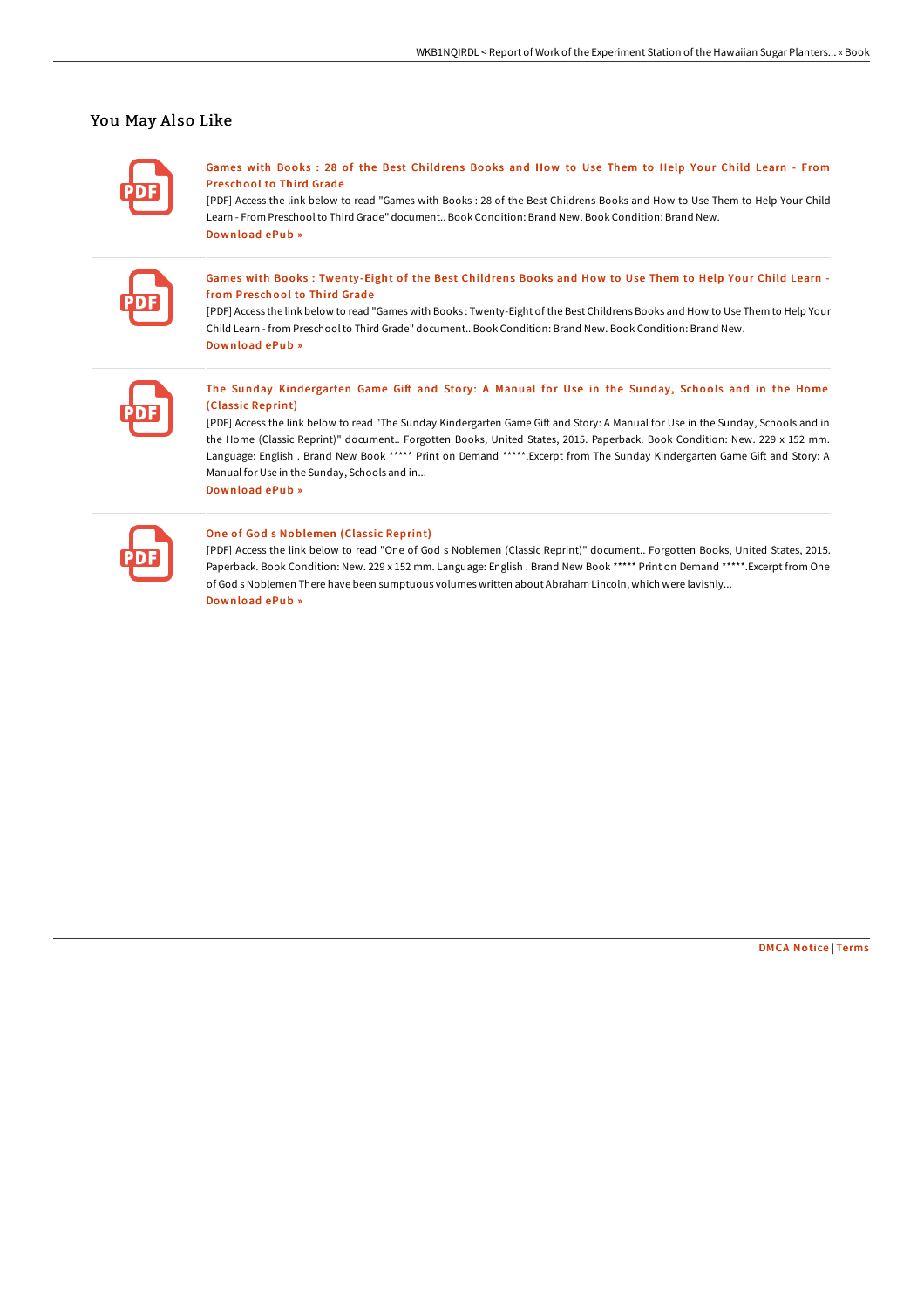## You May Also Like

**Games with Books : 28 of the Best Childrens Books and How to Use Them to Help Your Child Learn - From Preschool to Third Grade**

[PDF] Access the link below to read "Games with Books : 28 of the Best Childrens Books and How to Use Them to Help Your Child Learn - From Preschool to Third Grade" document.. Book Condition: Brand New. Book Condition: Brand New.

Download ePub »

**Games with Books : Twenty-Eight of the Best Childrens Books and How to Use Them to Help Your Child Learn - from Preschool to Third Grade**

[PDF] Access the link below to read "Games with Books : Twenty-Eight of the Best Childrens Books and How to Use Them to Help Your Child Learn - from Preschool to Third Grade" document.. Book Condition: Brand New. Book Condition: Brand New.

Download ePub »

**The Sunday Kindergarten Game Gift and Story: A Manual for Use in the Sunday, Schools and in the Home (Classic Reprint)**

[PDF] Access the link below to read "The Sunday Kindergarten Game Gift and Story: A Manual for Use in the Sunday, Schools and in the Home (Classic Reprint)" document.. Forgotten Books, United States, 2015. Paperback. Book Condition: New. 229 x 152 mm. Language: English . Brand New Book ***** Print on Demand *****.Excerpt from The Sunday Kindergarten Game Gift and Story: A Manual for Use in the Sunday, Schools and in...

Download ePub »

**One of God s Noblemen (Classic Reprint)**

[PDF] Access the link below to read "One of God s Noblemen (Classic Reprint)" document.. Forgotten Books, United States, 2015. Paperback. Book Condition: New. 229 x 152 mm. Language: English . Brand New Book ***** Print on Demand *****.Excerpt from One of God s Noblemen There have been sumptuous volumes written about Abraham Lincoln, which were lavishly...

Download ePub »

DMCA Notice | Terms